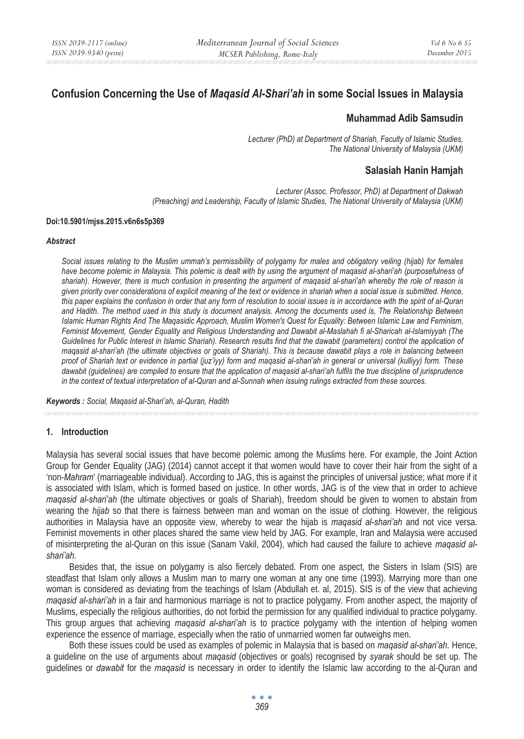# Confusion Concerning the Use of *Maqasid Al-Shari'ah* in some Social Issues in Malaysia

**Muhammad Adib Samsudin**

*Lecturer (PhD) at Department of Shariah, Faculty of Islamic Studies, The National University of Malaysia (UKM)*

**Salasiah Hanin Hamjah**

*Lecturer (Assoc. Professor, PhD) at Department of Dakwah (Preaching) and Leadership, Faculty of Islamic Studies, The National University of Malaysia (UKM)*

**Doi:10.5901/mjss.2015.v6n6s5p369**

### *Abstract*

*Social issues relating to the Muslim ummah's permissibility of polygamy for males and obligatory veiling (hijab) for females have become polemic in Malaysia. This polemic is dealt with by using the argument of maqasid al-shari'ah (purposefulness of shariah). However, there is much confusion in presenting the argument of maqasid al-shari'ah whereby the role of reason is given priority over considerations of explicit meaning of the text or evidence in shariah when a social issue is submitted. Hence, this paper explains the confusion in order that any form of resolution to social issues is in accordance with the spirit of al-Quran and Hadith. The method used in this study is document analysis. Among the documents used is, The Relationship Between Islamic Human Rights And The Maqasidic Approach, Muslim Women's Quest for Equality: Between Islamic Law and Feminism, Feminist Movement, Gender Equality and Religious Understanding and Dawabit al-Maslahah fi al-Sharicah al-Islamiyyah (The Guidelines for Public Interest in Islamic Shariah). Research results find that the dawabit (parameters) control the application of maqasid al-shari'ah (the ultimate objectives or goals of Shariah). This is because dawabit plays a role in balancing between proof of Shariah text or evidence in partial (juz'iyy) form and maqasid al-shari'ah in general or universal (kulliyy) form. These dawabit (guidelines) are compiled to ensure that the application of maqasid al-shari'ah fulfils the true discipline of jurisprudence in the context of textual interpretation of al-Quran and al-Sunnah when issuing rulings extracted from these sources.*

***Keywords :*** *Social, Maqasid al-Shari'ah, al-Quran, Hadith*

## 1. Introduction

Malaysia has several social issues that have become polemic among the Muslims here. For example, the Joint Action Group for Gender Equality (JAG) (2014) cannot accept it that women would have to cover their hair from the sight of a 'non-*Mahram*' (marriageable individual). According to JAG, this is against the principles of universal justice; what more if it is associated with Islam, which is formed based on justice. In other words, JAG is of the view that in order to achieve *maqasid al-shari'ah* (the ultimate objectives or goals of Shariah), freedom should be given to women to abstain from wearing the *hijab* so that there is fairness between man and woman on the issue of clothing. However, the religious authorities in Malaysia have an opposite view, whereby to wear the hijab is *maqasid al-shari'ah* and not vice versa. Feminist movements in other places shared the same view held by JAG. For example, Iran and Malaysia were accused of misinterpreting the al-Quran on this issue (Sanam Vakil, 2004), which had caused the failure to achieve *maqasid al-shari'ah*.

Besides that, the issue on polygamy is also fiercely debated. From one aspect, the Sisters in Islam (SIS) are steadfast that Islam only allows a Muslim man to marry one woman at any one time (1993). Marrying more than one woman is considered as deviating from the teachings of Islam (Abdullah et. al, 2015). SIS is of the view that achieving *maqasid al-shari'ah* in a fair and harmonious marriage is not to practice polygamy. From another aspect, the majority of Muslims, especially the religious authorities, do not forbid the permission for any qualified individual to practice polygamy. This group argues that achieving *maqasid al-shari'ah* is to practice polygamy with the intention of helping women experience the essence of marriage, especially when the ratio of unmarried women far outweighs men.

Both these issues could be used as examples of polemic in Malaysia that is based on *maqasid al-shari'ah*. Hence, a guideline on the use of arguments about *maqasid* (objectives or goals) recognised by *syarak* should be set up. The guidelines or *dawabit* for the *maqasid* is necessary in order to identify the Islamic law according to the al-Quran and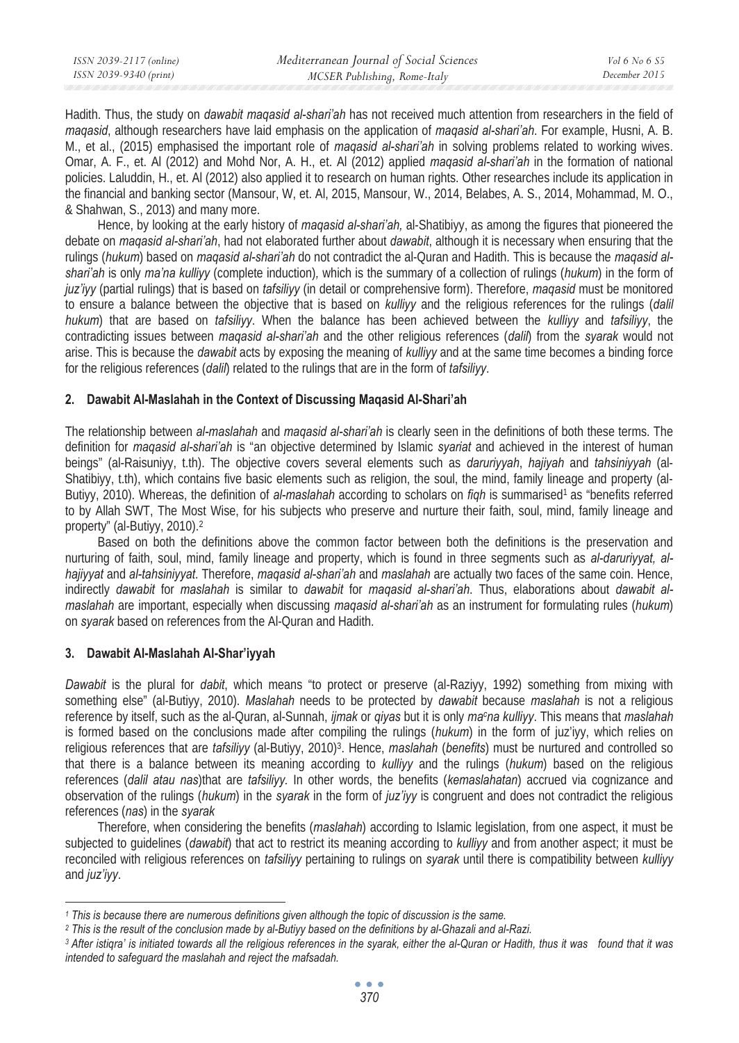Hadith. Thus, the study on *dawabit maqasid al-shari'ah* has not received much attention from researchers in the field of *maqasid*, although researchers have laid emphasis on the application of *maqasid al-shari'ah*. For example, Husni, A. B. M., et al., (2015) emphasised the important role of *maqasid al-shari'ah* in solving problems related to working wives. Omar, A. F., et. Al (2012) and Mohd Nor, A. H., et. Al (2012) applied *maqasid al-shari'ah* in the formation of national policies. Laluddin, H., et. Al (2012) also applied it to research on human rights. Other researches include its application in the financial and banking sector (Mansour, W, et. Al, 2015, Mansour, W., 2014, Belabes, A. S., 2014, Mohammad, M. O., & Shahwan, S., 2013) and many more.

Hence, by looking at the early history of *maqasid al-shari'ah,* al-Shatibiyy, as among the figures that pioneered the debate on *maqasid al-shari'ah*, had not elaborated further about *dawabit*, although it is necessary when ensuring that the rulings (*hukum*) based on *maqasid al-shari'ah* do not contradict the al-Quran and Hadith. This is because the *maqasid al-shari'ah* is only *ma'na kulliyy* (complete induction)*,* which is the summary of a collection of rulings (*hukum*) in the form of *juz'iyy* (partial rulings) that is based on *tafsiliyy* (in detail or comprehensive form). Therefore, *maqasid* must be monitored to ensure a balance between the objective that is based on *kulliyy* and the religious references for the rulings (*dalil hukum*) that are based on *tafsiliyy*. When the balance has been achieved between the *kulliyy* and *tafsiliyy*, the contradicting issues between *maqasid al-shari'ah* and the other religious references (*dalil*) from the *syarak* would not arise. This is because the *dawabit* acts by exposing the meaning of *kulliyy* and at the same time becomes a binding force for the religious references (*dalil*) related to the rulings that are in the form of *tafsiliyy*.

## 2. Dawabit Al-Maslahah in the Context of Discussing Maqasid Al-Shari'ah

The relationship between *al-maslahah* and *maqasid al-shari'ah* is clearly seen in the definitions of both these terms. The definition for *maqasid al-shari'ah* is "an objective determined by Islamic *syariat* and achieved in the interest of human beings" (al-Raisuniyy, t.th). The objective covers several elements such as *daruriyyah*, *hajiyah* and *tahsiniyyah* (al-Shatibiyy, t.th), which contains five basic elements such as religion, the soul, the mind, family lineage and property (al-Butiyy, 2010). Whereas, the definition of *al-maslahah* according to scholars on *fiqh* is summarised[1] as "benefits referred to by Allah SWT, The Most Wise, for his subjects who preserve and nurture their faith, soul, mind, family lineage and property" (al-Butiyy, 2010).[2]

Based on both the definitions above the common factor between both the definitions is the preservation and nurturing of faith, soul, mind, family lineage and property, which is found in three segments such as *al-daruriyyat, al-hajiyyat* and *al-tahsiniyyat*. Therefore, *maqasid al-shari'ah* and *maslahah* are actually two faces of the same coin. Hence, indirectly *dawabit* for *maslahah* is similar to *dawabit* for *maqasid al-shari'ah*. Thus, elaborations about *dawabit al-maslahah* are important, especially when discussing *maqasid al-shari'ah* as an instrument for formulating rules (*hukum*) on *syarak* based on references from the Al-Quran and Hadith.

## 3. Dawabit Al-Maslahah Al-Shar'iyyah

*Dawabit* is the plural for *dabit*, which means "to protect or preserve (al-Raziyy, 1992) something from mixing with something else" (al-Butiyy, 2010). *Maslahah* needs to be protected by *dawabit* because *maslahah* is not a religious reference by itself, such as the al-Quran, al-Sunnah, *ijmak* or *qiyas* but it is only *ma'na kulliyy*. This means that *maslahah* is formed based on the conclusions made after compiling the rulings (*hukum*) in the form of juz'iyy, which relies on religious references that are *tafsiliyy* (al-Butiyy, 2010)[3]. Hence, *maslahah* (*benefits*) must be nurtured and controlled so that there is a balance between its meaning according to *kulliyy* and the rulings (*hukum*) based on the religious references (*dalil atau nas*)that are *tafsiliyy*. In other words, the benefits (*kemaslahatan*) accrued via cognizance and observation of the rulings (*hukum*) in the *syarak* in the form of *juz'iyy* is congruent and does not contradict the religious references (*nas*) in the *syarak*

Therefore, when considering the benefits (*maslahah*) according to Islamic legislation, from one aspect, it must be subjected to guidelines (*dawabit*) that act to restrict its meaning according to *kulliyy* and from another aspect; it must be reconciled with religious references on *tafsiliyy* pertaining to rulings on *syarak* until there is compatibility between *kulliyy* and *juz'iyy*.

---

[1] *This is because there are numerous definitions given although the topic of discussion is the same.*

[2] *This is the result of the conclusion made by al-Butiyy based on the definitions by al-Ghazali and al-Razi.*

[3] *After istiqra' is initiated towards all the religious references in the syarak, either the al-Quran or Hadith, thus it was found that it was intended to safeguard the maslahah and reject the mafsadah.*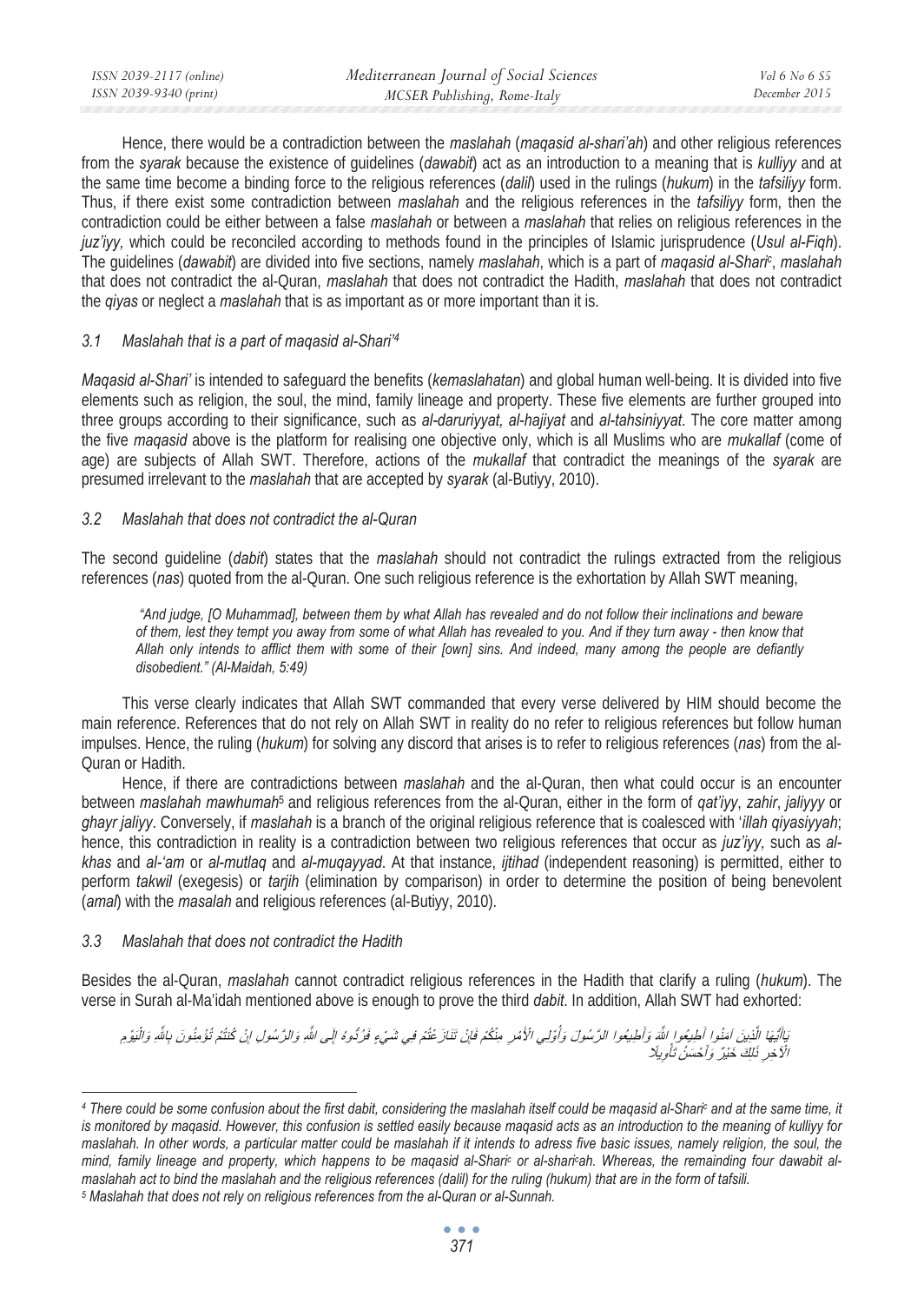Hence, there would be a contradiction between the *maslahah* (*maqasid al-shari'ah*) and other religious references from the *syarak* because the existence of guidelines (*dawabit*) act as an introduction to a meaning that is *kulliyy* and at the same time become a binding force to the religious references (*dalil*) used in the rulings (*hukum*) in the *tafsiliyy* form. Thus, if there exist some contradiction between *maslahah* and the religious references in the *tafsiliyy* form, then the contradiction could be either between a false *maslahah* or between a *maslahah* that relies on religious references in the *juz'iyy,* which could be reconciled according to methods found in the principles of Islamic jurisprudence (*Usul al-Fiqh*). The guidelines (*dawabit*) are divided into five sections, namely *maslahah*, which is a part of *maqasid al-Shari*ᶜ, *maslahah* that does not contradict the al-Quran, *maslahah* that does not contradict the Hadith, *maslahah* that does not contradict the *qiyas* or neglect a *maslahah* that is as important as or more important than it is.

### 3.1 Maslahah that is a part of maqasid al-Shari'[4]

*Maqasid al-Shari'* is intended to safeguard the benefits (*kemaslahatan*) and global human well-being. It is divided into five elements such as religion, the soul, the mind, family lineage and property. These five elements are further grouped into three groups according to their significance, such as *al-daruriyyat, al-hajiyat* and *al-tahsiniyyat*. The core matter among the five *maqasid* above is the platform for realising one objective only, which is all Muslims who are *mukallaf* (come of age) are subjects of Allah SWT. Therefore, actions of the *mukallaf* that contradict the meanings of the *syarak* are presumed irrelevant to the *maslahah* that are accepted by *syarak* (al-Butiyy, 2010).

### 3.2 Maslahah that does not contradict the al-Quran

The second guideline (*dabit*) states that the *maslahah* should not contradict the rulings extracted from the religious references (*nas*) quoted from the al-Quran. One such religious reference is the exhortation by Allah SWT meaning,

> *"And judge, [O Muhammad], between them by what Allah has revealed and do not follow their inclinations and beware of them, lest they tempt you away from some of what Allah has revealed to you. And if they turn away - then know that Allah only intends to afflict them with some of their [own] sins. And indeed, many among the people are defiantly disobedient." (Al-Maidah, 5:49)*

This verse clearly indicates that Allah SWT commanded that every verse delivered by HIM should become the main reference. References that do not rely on Allah SWT in reality do no refer to religious references but follow human impulses. Hence, the ruling (*hukum*) for solving any discord that arises is to refer to religious references (*nas*) from the al-Quran or Hadith.

Hence, if there are contradictions between *maslahah* and the al-Quran, then what could occur is an encounter between *maslahah mawhumah*[5] and religious references from the al-Quran, either in the form of *qat'iyy*, *zahir*, *jaliyyy* or *ghayr jaliyy*. Conversely, if *maslahah* is a branch of the original religious reference that is coalesced with '*illah qiyasiyyah*; hence, this contradiction in reality is a contradiction between two religious references that occur as *juz'iyy,* such as *al-khas* and *al-'am* or *al-mutlaq* and *al-muqayyad*. At that instance, *ijtihad* (independent reasoning) is permitted, either to perform *takwil* (exegesis) or *tarjih* (elimination by comparison) in order to determine the position of being benevolent (*amal*) with the *masalah* and religious references (al-Butiyy, 2010).

### 3.3 Maslahah that does not contradict the Hadith

Besides the al-Quran, *maslahah* cannot contradict religious references in the Hadith that clarify a ruling (*hukum*). The verse in Surah al-Ma'idah mentioned above is enough to prove the third *dabit*. In addition, Allah SWT had exhorted:

يَاأَيُّهَا الَّذِينَ آمَنُوا أَطِيعُوا اللَّهَ وَأَطِيعُوا الرَّسُولَ وَأُولِي الْأَمْرِ مِنْكُمْ فَإِنْ تَنَازَعْتُمْ فِي شَيْءٍ فَرُدُّوهُ إِلَى اللَّهِ وَالرَّسُولِ إِنْ كُنْتُمْ تُؤْمِنُونَ بِاللَّهِ وَالْيَوْمِ الْآخِرِ ذَلِكَ خَيْرٌ وَأَحْسَنُ تَأْوِيلًا

---

[4] There could be some confusion about the first dabit, considering the maslahah itself could be maqasid al-Shariᶜ and at the same time, it is monitored by maqasid. However, this confusion is settled easily because maqasid acts as an introduction to the meaning of kulliyy for maslahah. In other words, a particular matter could be maslahah if it intends to adress five basic issues, namely religion, the soul, the mind, family lineage and property, which happens to be maqasid al-Shariᶜ or al-shariᶜah. Whereas, the remainding four dawabit al-maslahah act to bind the maslahah and the religious references (dalil) for the ruling (hukum) that are in the form of tafsili.

[5] Maslahah that does not rely on religious references from the al-Quran or al-Sunnah.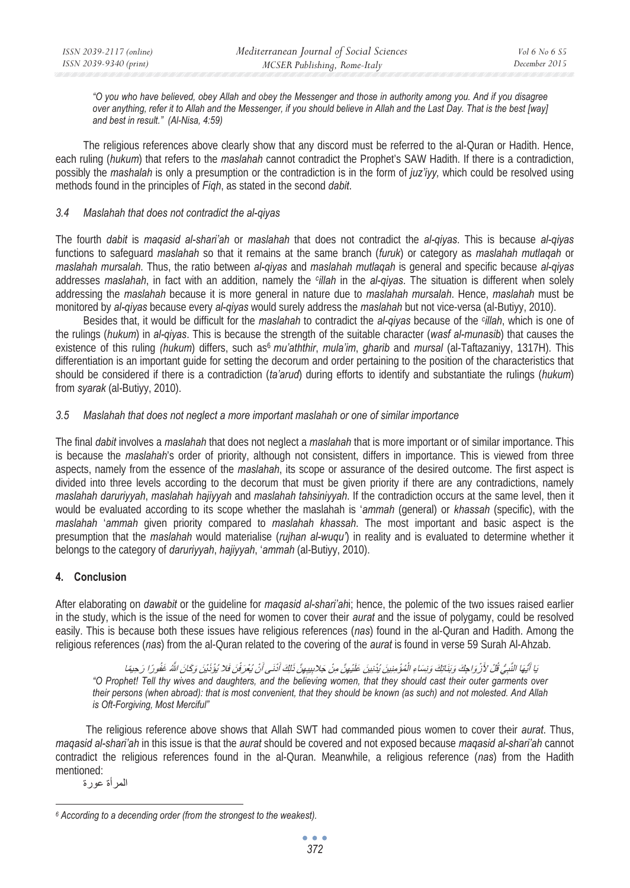*"O you who have believed, obey Allah and obey the Messenger and those in authority among you. And if you disagree over anything, refer it to Allah and the Messenger, if you should believe in Allah and the Last Day. That is the best [way] and best in result." (Al-Nisa, 4:59)*

The religious references above clearly show that any discord must be referred to the al-Quran or Hadith. Hence, each ruling (*hukum*) that refers to the *maslahah* cannot contradict the Prophet's SAW Hadith. If there is a contradiction, possibly the *mashalah* is only a presumption or the contradiction is in the form of *juz'iyy,* which could be resolved using methods found in the principles of *Fiqh*, as stated in the second *dabit*.

### 3.4 Maslahah that does not contradict the al-qiyas

The fourth *dabit* is *maqasid al-shari'ah* or *maslahah* that does not contradict the *al-qiyas*. This is because *al-qiyas* functions to safeguard *maslahah* so that it remains at the same branch (*furuk*) or category as *maslahah mutlaqah* or *maslahah mursalah*. Thus, the ratio between *al-qiyas* and *maslahah mutlaqah* is general and specific because *al-qiyas* addresses *maslahah*, in fact with an addition, namely the *ᶜillah* in the *al-qiyas*. The situation is different when solely addressing the *maslahah* because it is more general in nature due to *maslahah mursalah*. Hence, *maslahah* must be monitored by *al-qiyas* because every *al-qiyas* would surely address the *maslahah* but not vice-versa (al-Butiyy, 2010).

Besides that, it would be difficult for the *maslahah* to contradict the *al-qiyas* because of the *ᶜillah*, which is one of the rulings (*hukum*) in *al-qiyas*. This is because the strength of the suitable character (*wasf al-munasib*) that causes the existence of this ruling *(hukum*) differs, such as[6] *mu'aththir*, *mula'im*, *gharib* and *mursal* (al-Taftazaniyy, 1317H). This differentiation is an important guide for setting the decorum and order pertaining to the position of the characteristics that should be considered if there is a contradiction (*ta'arud*) during efforts to identify and substantiate the rulings (*hukum*) from *syarak* (al-Butiyy, 2010).

### 3.5 Maslahah that does not neglect a more important maslahah or one of similar importance

The final *dabit* involves a *maslahah* that does not neglect a *maslahah* that is more important or of similar importance. This is because the *maslahah*'s order of priority, although not consistent, differs in importance. This is viewed from three aspects, namely from the essence of the *maslahah*, its scope or assurance of the desired outcome. The first aspect is divided into three levels according to the decorum that must be given priority if there are any contradictions, namely *maslahah daruriyyah*, *maslahah hajiyyah* and *maslahah tahsiniyyah*. If the contradiction occurs at the same level, then it would be evaluated according to its scope whether the maslahah is '*ammah* (general) or *khassah* (specific), with the *maslahah* '*ammah* given priority compared to *maslahah khassah*. The most important and basic aspect is the presumption that the *maslahah* would materialise (*rujhan al-wuqu'*) in reality and is evaluated to determine whether it belongs to the category of *daruriyyah*, *hajiyyah*, '*ammah* (al-Butiyy, 2010).

## 4. Conclusion

After elaborating on *dawabit* or the guideline for *maqasid al-shari'ah*i; hence, the polemic of the two issues raised earlier in the study, which is the issue of the need for women to cover their *aurat* and the issue of polygamy, could be resolved easily. This is because both these issues have religious references (*nas*) found in the al-Quran and Hadith. Among the religious references (*nas*) from the al-Quran related to the covering of the *aurat* is found in verse 59 Surah Al-Ahzab.

يَا أَيُّهَا النَّبِيُّ قُلْ لأَزْوَاجِكَ وَبَنَاتِكَ وَنِسَاءِ الْمُؤْمِنِينَ يُدْنِينَ عَلَيْهِنَّ مِنْ جَلابِيبِهِنَّ ذَلِكَ أَدْنَى أَنْ يُعْرَفْنَ فَلا يُؤْذَيْنَ وَكَانَ اللَّهُ غَفُورًا رَحِيمًا

*"O Prophet! Tell thy wives and daughters, and the believing women, that they should cast their outer garments over their persons (when abroad): that is most convenient, that they should be known (as such) and not molested. And Allah is Oft-Forgiving, Most Merciful"*

The religious reference above shows that Allah SWT had commanded pious women to cover their *aurat*. Thus, *maqasid al-shari'ah* in this issue is that the *aurat* should be covered and not exposed because *maqasid al-shari'ah* cannot contradict the religious references found in the al-Quran. Meanwhile, a religious reference (*nas*) from the Hadith mentioned:

المرأة عورة

---

[6] *According to a decending order (from the strongest to the weakest).*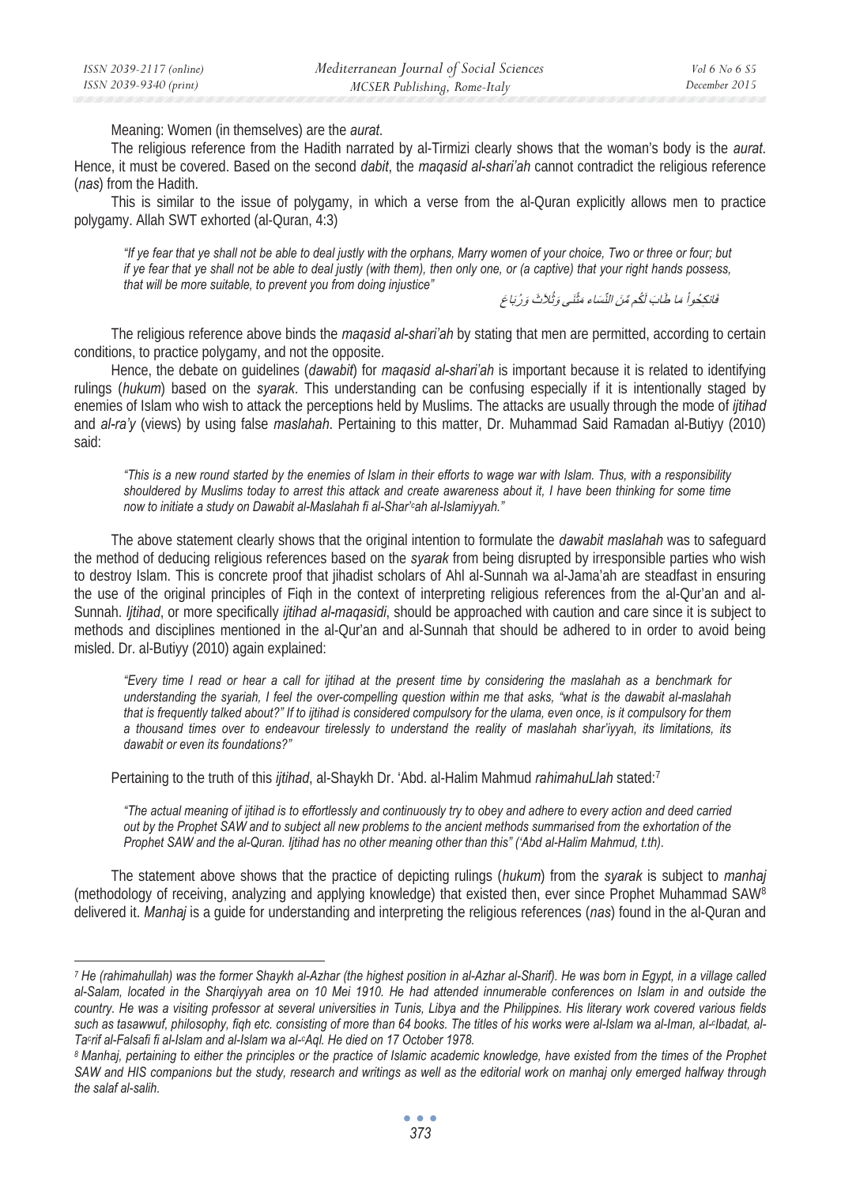Meaning: Women (in themselves) are the *aurat*.

The religious reference from the Hadith narrated by al-Tirmizi clearly shows that the woman's body is the *aurat*. Hence, it must be covered. Based on the second *dabit*, the *maqasid al-shari'ah* cannot contradict the religious reference (*nas*) from the Hadith.

This is similar to the issue of polygamy, in which a verse from the al-Quran explicitly allows men to practice polygamy. Allah SWT exhorted (al-Quran, 4:3)

> *"If ye fear that ye shall not be able to deal justly with the orphans, Marry women of your choice, Two or three or four; but if ye fear that ye shall not be able to deal justly (with them), then only one, or (a captive) that your right hands possess, that will be more suitable, to prevent you from doing injustice"*
>
> فَانكِحُواْ مَا طَابَ لَكُم مِّنَ النِّسَاء مَثْنَى وَثُلاَثَ وَرُبَاعَ

The religious reference above binds the *maqasid al-shari'ah* by stating that men are permitted, according to certain conditions, to practice polygamy, and not the opposite.

Hence, the debate on guidelines (*dawabit*) for *maqasid al-shari'ah* is important because it is related to identifying rulings (*hukum*) based on the *syarak*. This understanding can be confusing especially if it is intentionally staged by enemies of Islam who wish to attack the perceptions held by Muslims. The attacks are usually through the mode of *ijtihad* and *al-ra'y* (views) by using false *maslahah*. Pertaining to this matter, Dr. Muhammad Said Ramadan al-Butiyy (2010) said:

> *"This is a new round started by the enemies of Islam in their efforts to wage war with Islam. Thus, with a responsibility shouldered by Muslims today to arrest this attack and create awareness about it, I have been thinking for some time now to initiate a study on Dawabit al-Maslahah fi al-Shar'ᶜah al-Islamiyyah."*

The above statement clearly shows that the original intention to formulate the *dawabit maslahah* was to safeguard the method of deducing religious references based on the *syarak* from being disrupted by irresponsible parties who wish to destroy Islam. This is concrete proof that jihadist scholars of Ahl al-Sunnah wa al-Jama'ah are steadfast in ensuring the use of the original principles of Fiqh in the context of interpreting religious references from the al-Qur'an and al-Sunnah. *Ijtihad*, or more specifically *ijtihad al-maqasidi*, should be approached with caution and care since it is subject to methods and disciplines mentioned in the al-Qur'an and al-Sunnah that should be adhered to in order to avoid being misled. Dr. al-Butiyy (2010) again explained:

> *"Every time I read or hear a call for ijtihad at the present time by considering the maslahah as a benchmark for understanding the syariah, I feel the over-compelling question within me that asks, "what is the dawabit al-maslahah that is frequently talked about?" If to ijtihad is considered compulsory for the ulama, even once, is it compulsory for them a thousand times over to endeavour tirelessly to understand the reality of maslahah shar'iyyah, its limitations, its dawabit or even its foundations?"*

Pertaining to the truth of this *ijtihad*, al-Shaykh Dr. 'Abd. al-Halim Mahmud *rahimahuLlah* stated:[7]

> *"The actual meaning of ijtihad is to effortlessly and continuously try to obey and adhere to every action and deed carried out by the Prophet SAW and to subject all new problems to the ancient methods summarised from the exhortation of the Prophet SAW and the al-Quran. Ijtihad has no other meaning other than this" ('Abd al-Halim Mahmud, t.th).*

The statement above shows that the practice of depicting rulings (*hukum*) from the *syarak* is subject to *manhaj* (methodology of receiving, analyzing and applying knowledge) that existed then, ever since Prophet Muhammad SAW[8] delivered it. *Manhaj* is a guide for understanding and interpreting the religious references (*nas*) found in the al-Quran and

---

[7] *He (rahimahullah) was the former Shaykh al-Azhar (the highest position in al-Azhar al-Sharif). He was born in Egypt, in a village called al-Salam, located in the Sharqiyyah area on 10 Mei 1910. He had attended innumerable conferences on Islam in and outside the country. He was a visiting professor at several universities in Tunis, Libya and the Philippines. His literary work covered various fields such as tasawwuf, philosophy, fiqh etc. consisting of more than 64 books. The titles of his works were al-Islam wa al-Iman, al-ᶜIbadat, al-Taᶜrif al-Falsafi fi al-Islam and al-Islam wa al-ᶜAql. He died on 17 October 1978.*

[8] *Manhaj, pertaining to either the principles or the practice of Islamic academic knowledge, have existed from the times of the Prophet SAW and HIS companions but the study, research and writings as well as the editorial work on manhaj only emerged halfway through the salaf al-salih.*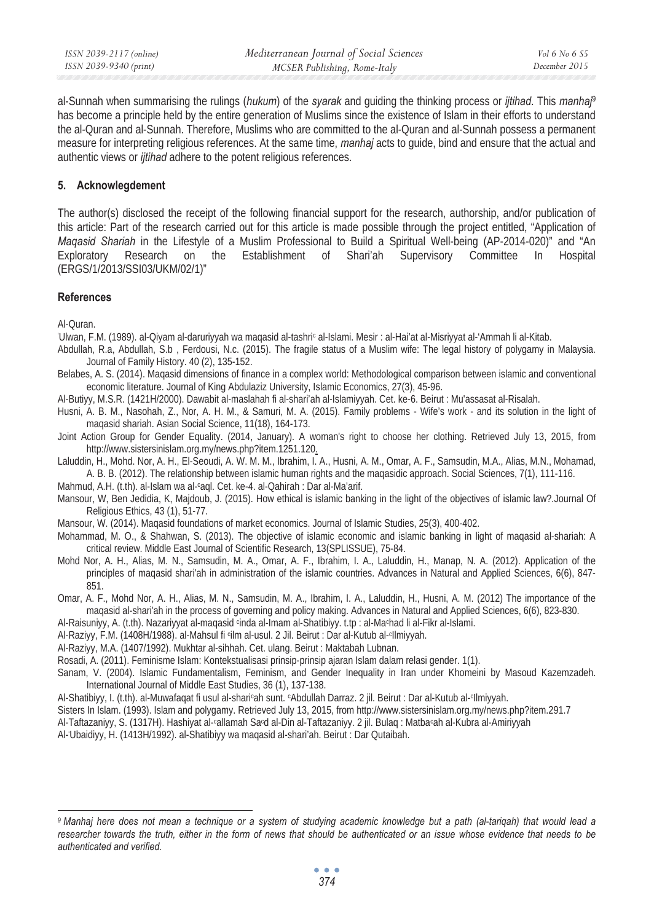al-Sunnah when summarising the rulings (*hukum*) of the *syarak* and guiding the thinking process or *ijtihad*. This *manhaj*[9] has become a principle held by the entire generation of Muslims since the existence of Islam in their efforts to understand the al-Quran and al-Sunnah. Therefore, Muslims who are committed to the al-Quran and al-Sunnah possess a permanent measure for interpreting religious references. At the same time, *manhaj* acts to guide, bind and ensure that the actual and authentic views or *ijtihad* adhere to the potent religious references.

## 5. Acknowlegdement

The author(s) disclosed the receipt of the following financial support for the research, authorship, and/or publication of this article: Part of the research carried out for this article is made possible through the project entitled, "Application of *Maqasid Shariah* in the Lifestyle of a Muslim Professional to Build a Spiritual Well-being (AP-2014-020)" and "An Exploratory Research on the Establishment of Shari'ah Supervisory Committee In Hospital (ERGS/1/2013/SSI03/UKM/02/1)"

## References

Al-Quran.

ʿUlwan, F.M. (1989). al-Qiyam al-daruriyyah wa maqasid al-tashriᶜ al-Islami. Mesir : al-Hai'at al-Misriyyat al-'Ammah li al-Kitab.

Abdullah, R.a, Abdullah, S.b , Ferdousi, N.c. (2015). The fragile status of a Muslim wife: The legal history of polygamy in Malaysia. Journal of Family History. 40 (2), 135-152.

Belabes, A. S. (2014). Maqasid dimensions of finance in a complex world: Methodological comparison between islamic and conventional economic literature. Journal of King Abdulaziz University, Islamic Economics, 27(3), 45-96.

Al-Butiyy, M.S.R. (1421H/2000). Dawabit al-maslahah fi al-shari'ah al-Islamiyyah. Cet. ke-6. Beirut : Mu'assasat al-Risalah.

Husni, A. B. M., Nasohah, Z., Nor, A. H. M., & Samuri, M. A. (2015). Family problems - Wife's work - and its solution in the light of maqasid shariah. Asian Social Science, 11(18), 164-173.

Joint Action Group for Gender Equality. (2014, January). A woman's right to choose her clothing. Retrieved July 13, 2015, from http://www.sistersinislam.org.my/news.php?item.1251.120.

Laluddin, H., Mohd. Nor, A. H., El-Seoudi, A. W. M. M., Ibrahim, I. A., Husni, A. M., Omar, A. F., Samsudin, M.A., Alias, M.N., Mohamad, A. B. B. (2012). The relationship between islamic human rights and the maqasidic approach. Social Sciences, 7(1), 111-116.

Mahmud, A.H. (t.th). al-Islam wa al-ᶜaql. Cet. ke-4. al-Qahirah : Dar al-Ma'arif.

Mansour, W, Ben Jedidia, K, Majdoub, J. (2015). How ethical is islamic banking in the light of the objectives of islamic law?.Journal Of Religious Ethics, 43 (1), 51-77.

Mansour, W. (2014). Maqasid foundations of market economics. Journal of Islamic Studies, 25(3), 400-402.

Mohammad, M. O., & Shahwan, S. (2013). The objective of islamic economic and islamic banking in light of maqasid al-shariah: A critical review. Middle East Journal of Scientific Research, 13(SPLISSUE), 75-84.

Mohd Nor, A. H., Alias, M. N., Samsudin, M. A., Omar, A. F., Ibrahim, I. A., Laluddin, H., Manap, N. A. (2012). Application of the principles of maqasid shari'ah in administration of the islamic countries. Advances in Natural and Applied Sciences, 6(6), 847-851.

Omar, A. F., Mohd Nor, A. H., Alias, M. N., Samsudin, M. A., Ibrahim, I. A., Laluddin, H., Husni, A. M. (2012) The importance of the maqasid al-shari'ah in the process of governing and policy making. Advances in Natural and Applied Sciences, 6(6), 823-830.

Al-Raisuniyy, A. (t.th). Nazariyyat al-maqasid ᶜinda al-Imam al-Shatibiyy. t.tp : al-Maᶜhad li al-Fikr al-Islami.

Al-Raziyy, F.M. (1408H/1988). al-Mahsul fi ᶜilm al-usul. 2 Jil. Beirut : Dar al-Kutub al-ᶜIlmiyyah.

Al-Raziyy, M.A. (1407/1992). Mukhtar al-sihhah. Cet. ulang. Beirut : Maktabah Lubnan.

Rosadi, A. (2011). Feminisme Islam: Kontekstualisasi prinsip-prinsip ajaran Islam dalam relasi gender. 1(1).

Sanam, V. (2004). Islamic Fundamentalism, Feminism, and Gender Inequality in Iran under Khomeini by Masoud Kazemzadeh. International Journal of Middle East Studies, 36 (1), 137-138.

Al-Shatibiyy, I. (t.th). al-Muwafaqat fi usul al-shariᶜah sunt. ᶜAbdullah Darraz. 2 jil. Beirut : Dar al-Kutub al-ᶜIlmiyyah.

Sisters In Islam. (1993). Islam and polygamy. Retrieved July 13, 2015, from http://www.sistersinislam.org.my/news.php?item.291.7

Al-Taftazaniyy, S. (1317H). Hashiyat al-ᶜallamah Saᶜd al-Din al-Taftazaniyy. 2 jil. Bulaq : Matbaᶜah al-Kubra al-Amiriyyah

Al-ʿUbaidiyy, H. (1413H/1992). al-Shatibiyy wa maqasid al-shari'ah. Beirut : Dar Qutaibah.

---

[9] *Manhaj here does not mean a technique or a system of studying academic knowledge but a path (al-tariqah) that would lead a researcher towards the truth, either in the form of news that should be authenticated or an issue whose evidence that needs to be authenticated and verified.*